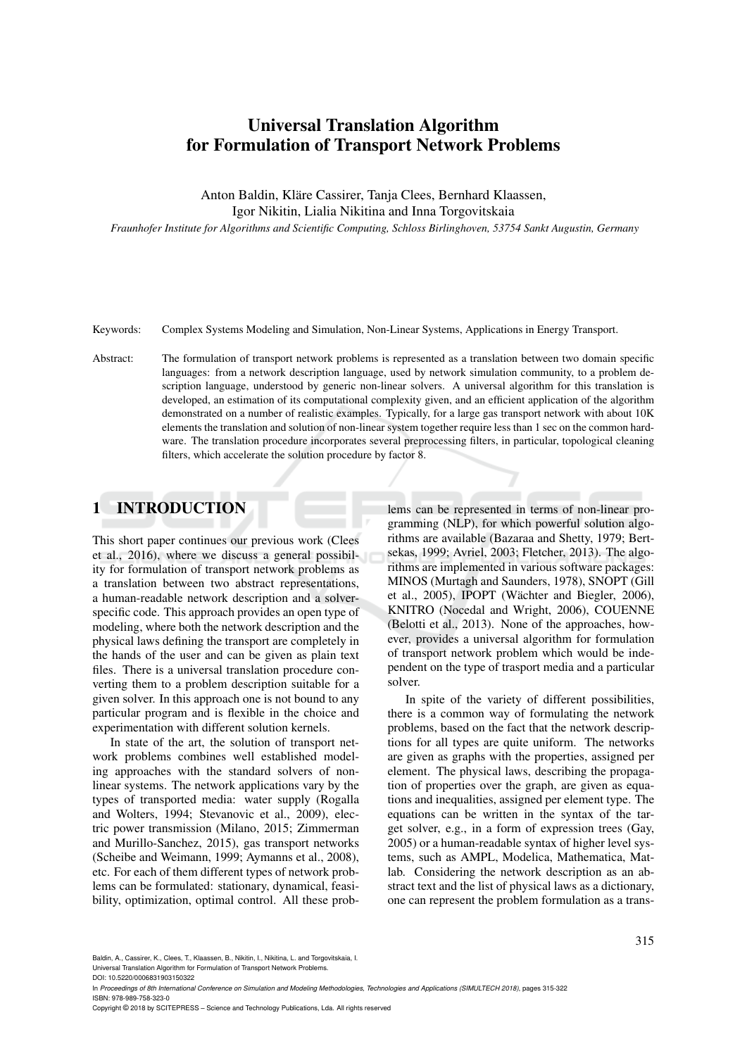# Universal Translation Algorithm for Formulation of Transport Network Problems

Anton Baldin, Kläre Cassirer, Tanja Clees, Bernhard Klaassen, Igor Nikitin, Lialia Nikitina and Inna Torgovitskaia

*Fraunhofer Institute for Algorithms and Scientific Computing, Schloss Birlinghoven, 53754 Sankt Augustin, Germany*

Keywords: Complex Systems Modeling and Simulation, Non-Linear Systems, Applications in Energy Transport.

Abstract: The formulation of transport network problems is represented as a translation between two domain specific languages: from a network description language, used by network simulation community, to a problem description language, understood by generic non-linear solvers. A universal algorithm for this translation is developed, an estimation of its computational complexity given, and an efficient application of the algorithm demonstrated on a number of realistic examples. Typically, for a large gas transport network with about 10K elements the translation and solution of non-linear system together require less than 1 sec on the common hardware. The translation procedure incorporates several preprocessing filters, in particular, topological cleaning filters, which accelerate the solution procedure by factor 8.

## 1 INTRODUCTION

This short paper continues our previous work (Clees et al., 2016), where we discuss a general possibility for formulation of transport network problems as a translation between two abstract representations, a human-readable network description and a solver-specific code. This approach provides an open type of modeling, where both the network description and the physical laws defining the transport are completely in the hands of the user and can be given as plain text files. There is a universal translation procedure converting them to a problem description suitable for a given solver. In this approach one is not bound to any particular program and is flexible in the choice and experimentation with different solution kernels.

In state of the art, the solution of transport network problems combines well established modeling approaches with the standard solvers of non-linear systems. The network applications vary by the types of transported media: water supply (Rogalla and Wolters, 1994; Stevanovic et al., 2009), electric power transmission (Milano, 2015; Zimmerman and Murillo-Sanchez, 2015), gas transport networks (Scheibe and Weimann, 1999; Aymanns et al., 2008), etc. For each of them different types of network problems can be formulated: stationary, dynamical, feasibility, optimization, optimal control. All these problems can be represented in terms of non-linear programming (NLP), for which powerful solution algorithms are available (Bazaraa and Shetty, 1979; Bertsekas, 1999; Avriel, 2003; Fletcher, 2013). The algorithms are implemented in various software packages: MINOS (Murtagh and Saunders, 1978), SNOPT (Gill et al., 2005), IPOPT (Wächter and Biegler, 2006), KNITRO (Nocedal and Wright, 2006), COUENNE (Belotti et al., 2013). None of the approaches, however, provides a universal algorithm for formulation of transport network problem which would be independent on the type of trasport media and a particular solver.

In spite of the variety of different possibilities, there is a common way of formulating the network problems, based on the fact that the network descriptions for all types are quite uniform. The networks are given as graphs with the properties, assigned per element. The physical laws, describing the propagation of properties over the graph, are given as equations and inequalities, assigned per element type. The equations can be written in the syntax of the target solver, e.g., in a form of expression trees (Gay, 2005) or a human-readable syntax of higher level systems, such as AMPL, Modelica, Mathematica, Matlab. Considering the network description as an abstract text and the list of physical laws as a dictionary, one can represent the problem formulation as a trans-

Baldin, A., Cassirer, K., Clees, T., Klaassen, B., Nikitin, I., Nikitina, L. and Torgovitskaia, I.
Universal Translation Algorithm for Formulation of Transport Network Problems.
DOI: 10.5220/0006831903150322
In *Proceedings of 8th International Conference on Simulation and Modeling Methodologies, Technologies and Applications (SIMULTECH 2018)*, pages 315-322
ISBN: 978-989-758-323-0
Copyright © 2018 by SCITEPRESS – Science and Technology Publications, Lda. All rights reserved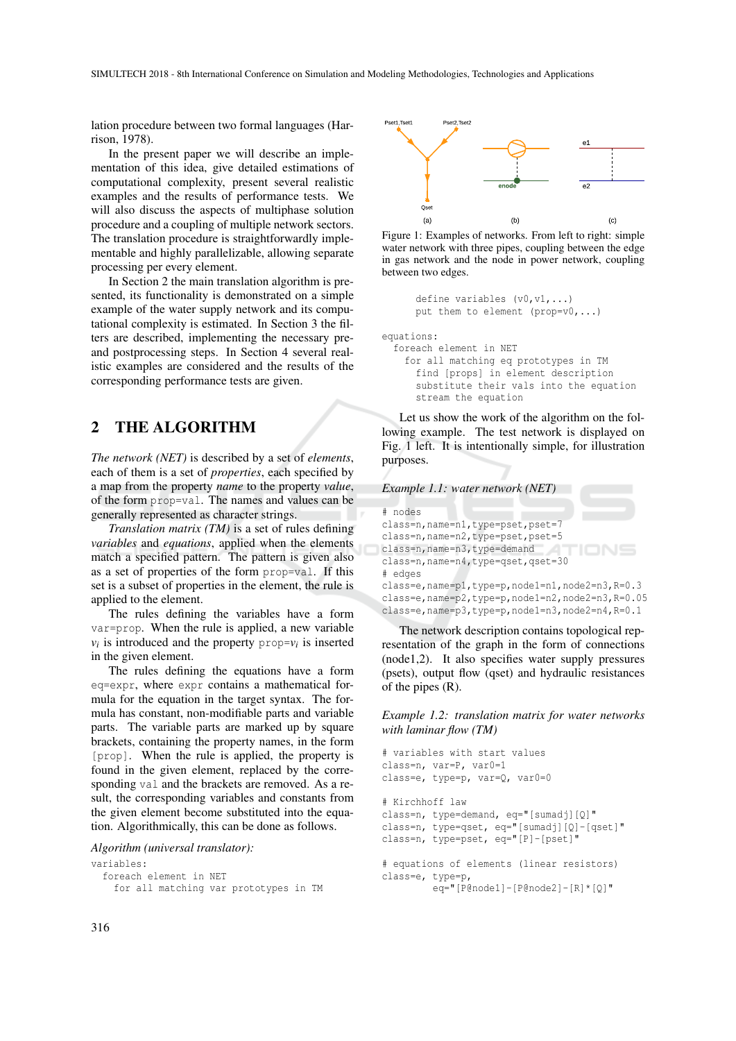lation procedure between two formal languages (Harrison, 1978).

In the present paper we will describe an implementation of this idea, give detailed estimations of computational complexity, present several realistic examples and the results of performance tests. We will also discuss the aspects of multiphase solution procedure and a coupling of multiple network sectors. The translation procedure is straightforwardly implementable and highly parallelizable, allowing separate processing per every element.

In Section 2 the main translation algorithm is presented, its functionality is demonstrated on a simple example of the water supply network and its computational complexity is estimated. In Section 3 the filters are described, implementing the necessary pre- and postprocessing steps. In Section 4 several realistic examples are considered and the results of the corresponding performance tests are given.

## 2 THE ALGORITHM

*The network (NET)* is described by a set of *elements*, each of them is a set of *properties*, each specified by a map from the property *name* to the property *value*, of the form `prop=val`. The names and values can be generally represented as character strings.

*Translation matrix (TM)* is a set of rules defining *variables* and *equations*, applied when the elements match a specified pattern. The pattern is given also as a set of properties of the form `prop=val`. If this set is a subset of properties in the element, the rule is applied to the element.

The rules defining the variables have a form `var=prop`. When the rule is applied, a new variable $v_i$ is introduced and the property `prop=`$v_i$ is inserted in the given element.

The rules defining the equations have a form `eq=expr`, where `expr` contains a mathematical formula for the equation in the target syntax. The formula has constant, non-modifiable parts and variable parts. The variable parts are marked up by square brackets, containing the property names, in the form `[prop]`. When the rule is applied, the property is found in the given element, replaced by the corresponding `val` and the brackets are removed. As a result, the corresponding variables and constants from the given element become substituted into the equation. Algorithmically, this can be done as follows.

*Algorithm (universal translator):*

```
variables:
  foreach element in NET
    for all matching var prototypes in TM
      define variables (v0,v1,...)
      put them to element (prop=v0,...)

equations:
  foreach element in NET
    for all matching eq prototypes in TM
      find [props] in element description
      substitute their vals into the equation
      stream the equation
```

Figure 1: Examples of networks. From left to right: simple water network with three pipes, coupling between the edge in gas network and the node in power network, coupling between two edges.

Let us show the work of the algorithm on the following example. The test network is displayed on Fig. 1 left. It is intentionally simple, for illustration purposes.

*Example 1.1: water network (NET)*

```
# nodes
class=n,name=n1,type=pset,pset=7
class=n,name=n2,type=pset,pset=5
class=n,name=n3,type=demand
class=n,name=n4,type=qset,qset=30
# edges
class=e,name=p1,type=p,node1=n1,node2=n3,R=0.3
class=e,name=p2,type=p,node1=n2,node2=n3,R=0.05
class=e,name=p3,type=p,node1=n3,node2=n4,R=0.1
```

The network description contains topological representation of the graph in the form of connections (node1,2). It also specifies water supply pressures (psets), output flow (qset) and hydraulic resistances of the pipes (R).

*Example 1.2: translation matrix for water networks with laminar flow (TM)*

```
# variables with start values
class=n, var=P, var0=1
class=e, type=p, var=Q, var0=0

# Kirchhoff law
class=n, type=demand, eq="[sumadj][Q]"
class=n, type=qset, eq="[sumadj][Q]-[qset]"
class=n, type=pset, eq="[P]-[pset]"

# equations of elements (linear resistors)
class=e, type=p,
      eq="[P@node1]-[P@node2]-[R]*[Q]"
```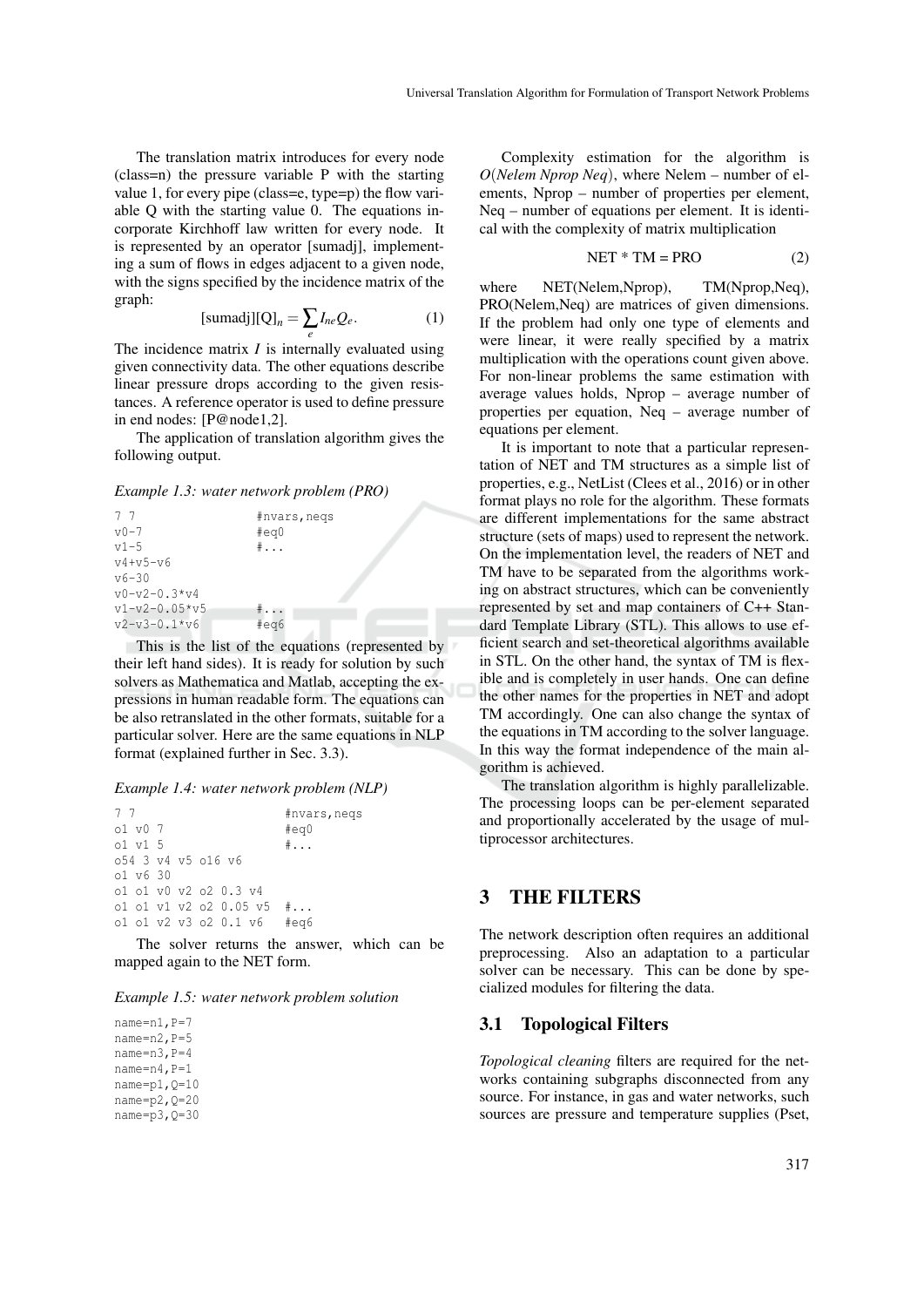The translation matrix introduces for every node (class=n) the pressure variable P with the starting value 1, for every pipe (class=e, type=p) the flow variable Q with the starting value 0. The equations incorporate Kirchhoff law written for every node. It is represented by an operator [sumadj], implementing a sum of flows in edges adjacent to a given node, with the signs specified by the incidence matrix of the graph:

$$[\text{sumadj}][\text{Q}]_n = \sum_e I_{ne} Q_e. \quad (1)$$

The incidence matrix $I$ is internally evaluated using given connectivity data. The other equations describe linear pressure drops according to the given resistances. A reference operator is used to define pressure in end nodes: [P@node1,2].

The application of translation algorithm gives the following output.

*Example 1.3: water network problem (PRO)*

```
7 7                  #nvars,neqs
v0-7                 #eq0
v1-5                 #...
v4+v5-v6
v6-30
v0-v2-0.3*v4
v1-v2-0.05*v5        #...
v2-v3-0.1*v6         #eq6
```

This is the list of the equations (represented by their left hand sides). It is ready for solution by such solvers as Mathematica and Matlab, accepting the expressions in human readable form. The equations can be also retranslated in the other formats, suitable for a particular solver. Here are the same equations in NLP format (explained further in Sec. 3.3).

*Example 1.4: water network problem (NLP)*

```
7 7                      #nvars,neqs
o1 v0 7                  #eq0
o1 v1 5                  #...
o54 3 v4 v5 o16 v6
o1 v6 30
o1 o1 v0 v2 o2 0.3 v4
o1 o1 v1 v2 o2 0.05 v5  #...
o1 o1 v2 v3 o2 0.1 v6   #eq6
```

The solver returns the answer, which can be mapped again to the NET form.

*Example 1.5: water network problem solution*

```
name=n1,P=7
name=n2,P=5
name=n3,P=4
name=n4,P=1
name=p1,Q=10
name=p2,Q=20
name=p3,Q=30
```

Complexity estimation for the algorithm is $O(Nelem\ Nprop\ Neq)$, where Nelem – number of elements, Nprop – number of properties per element, Neq – number of equations per element. It is identical with the complexity of matrix multiplication

$$\text{NET} * \text{TM} = \text{PRO} \quad (2)$$

where NET(Nelem,Nprop), TM(Nprop,Neq), PRO(Nelem,Neq) are matrices of given dimensions. If the problem had only one type of elements and were linear, it were really specified by a matrix multiplication with the operations count given above. For non-linear problems the same estimation with average values holds, Nprop – average number of properties per equation, Neq – average number of equations per element.

It is important to note that a particular representation of NET and TM structures as a simple list of properties, e.g., NetList (Clees et al., 2016) or in other format plays no role for the algorithm. These formats are different implementations for the same abstract structure (sets of maps) used to represent the network. On the implementation level, the readers of NET and TM have to be separated from the algorithms working on abstract structures, which can be conveniently represented by set and map containers of C++ Standard Template Library (STL). This allows to use efficient search and set-theoretical algorithms available in STL. On the other hand, the syntax of TM is flexible and is completely in user hands. One can define the other names for the properties in NET and adopt TM accordingly. One can also change the syntax of the equations in TM according to the solver language. In this way the format independence of the main algorithm is achieved.

The translation algorithm is highly parallelizable. The processing loops can be per-element separated and proportionally accelerated by the usage of multiprocessor architectures.

## 3 THE FILTERS

The network description often requires an additional preprocessing. Also an adaptation to a particular solver can be necessary. This can be done by specialized modules for filtering the data.

### 3.1 Topological Filters

*Topological cleaning* filters are required for the networks containing subgraphs disconnected from any source. For instance, in gas and water networks, such sources are pressure and temperature supplies (Pset,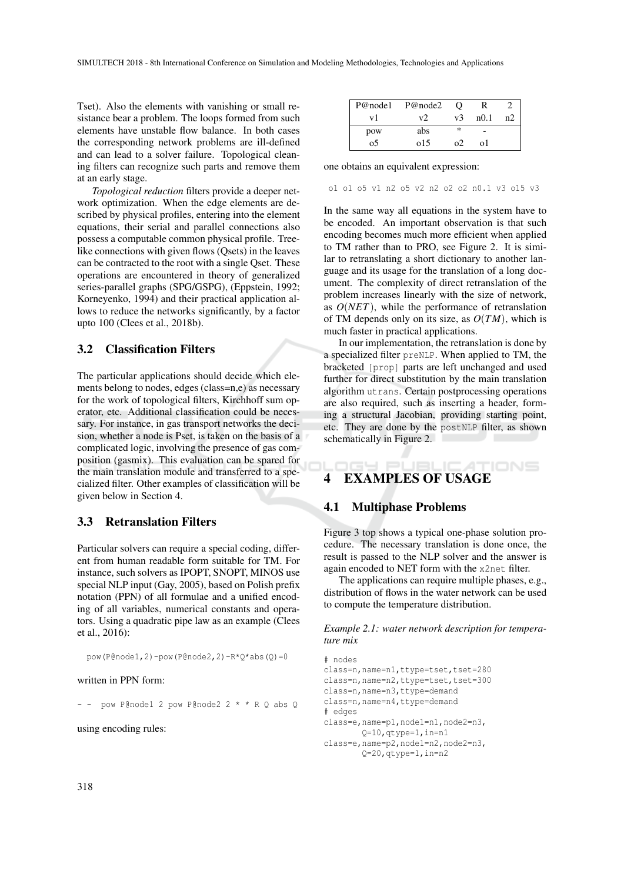Tset). Also the elements with vanishing or small resistance bear a problem. The loops formed from such elements have unstable flow balance. In both cases the corresponding network problems are ill-defined and can lead to a solver failure. Topological cleaning filters can recognize such parts and remove them at an early stage.

*Topological reduction* filters provide a deeper network optimization. When the edge elements are described by physical profiles, entering into the element equations, their serial and parallel connections also possess a computable common physical profile. Tree-like connections with given flows (Qsets) in the leaves can be contracted to the root with a single Qset. These operations are encountered in theory of generalized series-parallel graphs (SPG/GSPG), (Eppstein, 1992; Korneyenko, 1994) and their practical application allows to reduce the networks significantly, by a factor upto 100 (Clees et al., 2018b).

### 3.2 Classification Filters

The particular applications should decide which elements belong to nodes, edges (class=n,e) as necessary for the work of topological filters, Kirchhoff sum operator, etc. Additional classification could be necessary. For instance, in gas transport networks the decision, whether a node is Pset, is taken on the basis of a complicated logic, involving the presence of gas composition (gasmix). This evaluation can be spared for the main translation module and transferred to a specialized filter. Other examples of classification will be given below in Section 4.

### 3.3 Retranslation Filters

Particular solvers can require a special coding, different from human readable form suitable for TM. For instance, such solvers as IPOPT, SNOPT, MINOS use special NLP input (Gay, 2005), based on Polish prefix notation (PPN) of all formulae and a unified encoding of all variables, numerical constants and operators. Using a quadratic pipe law as an example (Clees et al., 2016):

```
pow(P@node1,2)-pow(P@node2,2)-R*Q*abs(Q)=0
```

written in PPN form:

```
- -  pow P@node1 2 pow P@node2 2 * * R Q abs Q
```

using encoding rules:

| P@node1 | P@node2 | Q | R | 2 |
|---|---|---|---|---|
| v1 | v2 | v3 | n0.1 | n2 |
| pow | abs | * | - | |
| o5 | o15 | o2 | o1 | |

one obtains an equivalent expression:

```
o1 o1 o5 v1 n2 o5 v2 n2 o2 o2 n0.1 v3 o15 v3
```

In the same way all equations in the system have to be encoded. An important observation is that such encoding becomes much more efficient when applied to TM rather than to PRO, see Figure 2. It is similar to retranslating a short dictionary to another language and its usage for the translation of a long document. The complexity of direct retranslation of the problem increases linearly with the size of network, as $O(NET)$, while the performance of retranslation of TM depends only on its size, as $O(TM)$, which is much faster in practical applications.

In our implementation, the retranslation is done by a specialized filter `preNLP`. When applied to TM, the bracketed `[prop]` parts are left unchanged and used further for direct substitution by the main translation algorithm `utrans`. Certain postprocessing operations are also required, such as inserting a header, forming a structural Jacobian, providing starting point, etc. They are done by the `postNLP` filter, as shown schematically in Figure 2.

## 4 EXAMPLES OF USAGE

### 4.1 Multiphase Problems

Figure 3 top shows a typical one-phase solution procedure. The necessary translation is done once, the result is passed to the NLP solver and the answer is again encoded to NET form with the `x2net` filter.

The applications can require multiple phases, e.g., distribution of flows in the water network can be used to compute the temperature distribution.

*Example 2.1: water network description for temperature mix*

```
# nodes
class=n,name=n1,ttype=tset,tset=280
class=n,name=n2,ttype=tset,tset=300
class=n,name=n3,ttype=demand
class=n,name=n4,ttype=demand
# edges
class=e,name=p1,node1=n1,node2=n3,
        Q=10,qtype=1,in=n1
class=e,name=p2,node1=n2,node2=n3,
        Q=20,qtype=1,in=n2
```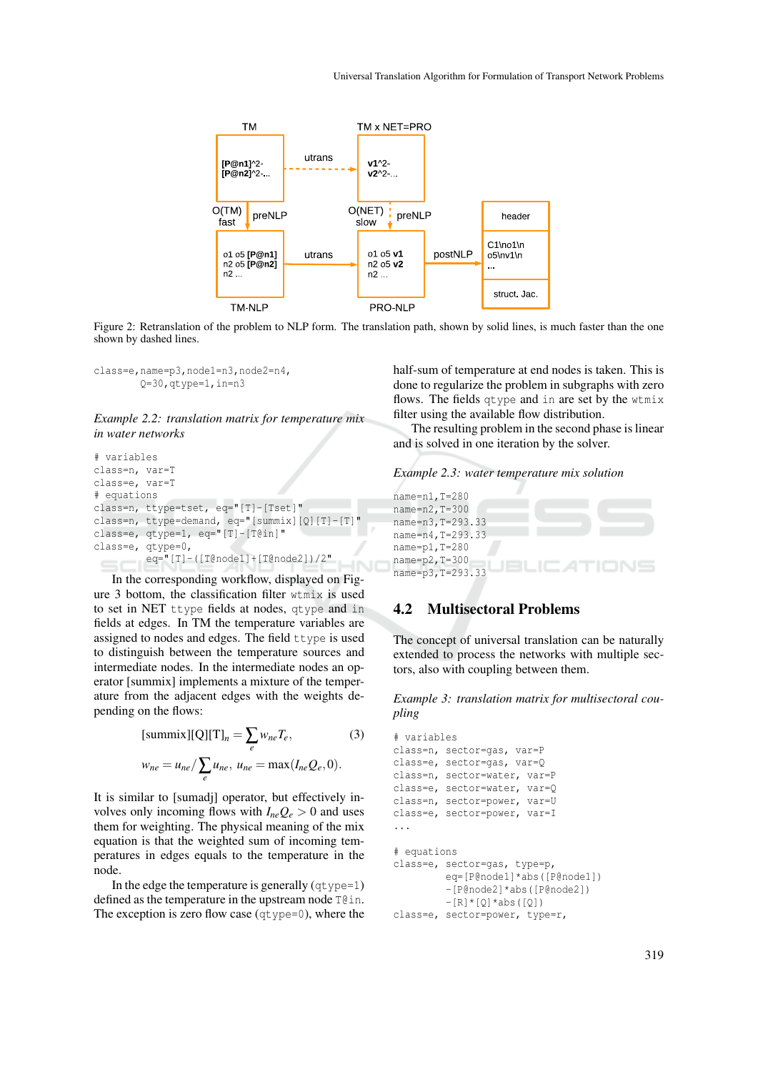TM

TM x NET=PRO

[P@n1]^2-
[P@n2]^2-...

utrans

v1^2-
v2^2-...

O(TM)
fast

preNLP

O(NET)
slow

preNLP

header

o1 o5 [P@n1]
n2 o5 [P@n2]
n2 ...

utrans

o1 o5 v1
n2 o5 v2
n2 ...

postNLP

C1\no1\n
o5\nv1\n
...

struct. Jac.

TM-NLP

PRO-NLP

Figure 2: Retranslation of the problem to NLP form. The translation path, shown by solid lines, is much faster than the one shown by dashed lines.

```
class=e,name=p3,node1=n3,node2=n4,
        Q=30,qtype=1,in=n3
```

*Example 2.2: translation matrix for temperature mix in water networks*

```
# variables
class=n, var=T
class=e, var=T
# equations
class=n, ttype=tset, eq="[T]-[Tset]"
class=n, ttype=demand, eq="[summix][Q][T]-[T]"
class=e, qtype=1, eq="[T]-[T@in]"
class=e, qtype=0,
        eq="[T]-([T@node1]+[T@node2])/2"
```

In the corresponding workflow, displayed on Figure 3 bottom, the classification filter `wtmix` is used to set in NET `ttype` fields at nodes, `qtype` and `in` fields at edges. In TM the temperature variables are assigned to nodes and edges. The field `ttype` is used to distinguish between the temperature sources and intermediate nodes. In the intermediate nodes an operator [summix] implements a mixture of the temperature from the adjacent edges with the weights depending on the flows:

$$[\text{summix}][Q][T]_n = \sum_e w_{ne} T_e, \tag{3}$$

$$w_{ne} = u_{ne} / \sum_e u_{ne}, \; u_{ne} = \max(I_{ne} Q_e, 0).$$

It is similar to [sumadj] operator, but effectively involves only incoming flows with $I_{ne}Q_e > 0$ and uses them for weighting. The physical meaning of the mix equation is that the weighted sum of incoming temperatures in edges equals to the temperature in the node.

In the edge the temperature is generally (`qtype=1`) defined as the temperature in the upstream node `T@in`. The exception is zero flow case (`qtype=0`), where the half-sum of temperature at end nodes is taken. This is done to regularize the problem in subgraphs with zero flows. The fields `qtype` and `in` are set by the `wtmix` filter using the available flow distribution.

The resulting problem in the second phase is linear and is solved in one iteration by the solver.

*Example 2.3: water temperature mix solution*

```
name=n1,T=280
name=n2,T=300
name=n3,T=293.33
name=n4,T=293.33
name=p1,T=280
name=p2,T=300
name=p3,T=293.33
```

## 4.2 Multisectoral Problems

The concept of universal translation can be naturally extended to process the networks with multiple sectors, also with coupling between them.

*Example 3: translation matrix for multisectoral coupling*

```
# variables
class=n, sector=gas, var=P
class=e, sector=gas, var=Q
class=n, sector=water, var=P
class=e, sector=water, var=Q
class=n, sector=power, var=U
class=e, sector=power, var=I
...

# equations
class=e, sector=gas, type=p,
        eq=[P@node1]*abs([P@node1])
        -[P@node2]*abs([P@node2])
        -[R]*[Q]*abs([Q])
class=e, sector=power, type=r,
```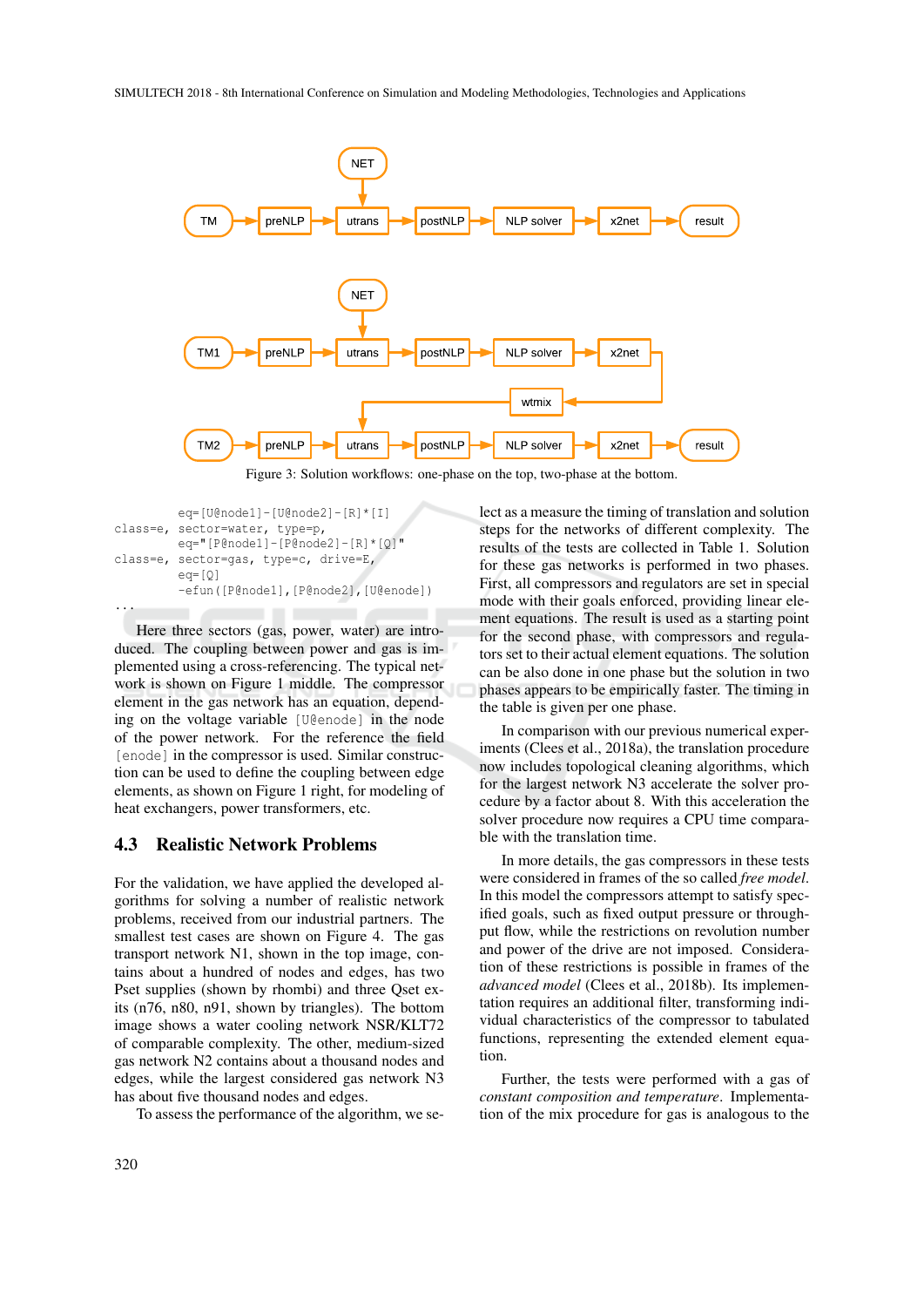NET

TM → preNLP → utrans → postNLP → NLP solver → x2net → result

NET

TM1 → preNLP → utrans → postNLP → NLP solver → x2net → wtmix

TM2 → preNLP → utrans → postNLP → NLP solver → x2net → result

Figure 3: Solution workflows: one-phase on the top, two-phase at the bottom.

```
          eq=[U@node1]-[U@node2]-[R]*[I]
class=e, sector=water, type=p,
          eq="[P@node1]-[P@node2]-[R]*[Q]"
class=e, sector=gas, type=c, drive=E,
          eq=[Q]
          -efun([P@node1],[P@node2],[U@enode])
...
```

Here three sectors (gas, power, water) are introduced. The coupling between power and gas is implemented using a cross-referencing. The typical network is shown on Figure 1 middle. The compressor element in the gas network has an equation, depending on the voltage variable `[U@enode]` in the node of the power network. For the reference the field `[enode]` in the compressor is used. Similar construction can be used to define the coupling between edge elements, as shown on Figure 1 right, for modeling of heat exchangers, power transformers, etc.

## 4.3 Realistic Network Problems

For the validation, we have applied the developed algorithms for solving a number of realistic network problems, received from our industrial partners. The smallest test cases are shown on Figure 4. The gas transport network N1, shown in the top image, contains about a hundred of nodes and edges, has two Pset supplies (shown by rhombi) and three Qset exits (n76, n80, n91, shown by triangles). The bottom image shows a water cooling network NSR/KLT72 of comparable complexity. The other, medium-sized gas network N2 contains about a thousand nodes and edges, while the largest considered gas network N3 has about five thousand nodes and edges.

To assess the performance of the algorithm, we select as a measure the timing of translation and solution steps for the networks of different complexity. The results of the tests are collected in Table 1. Solution for these gas networks is performed in two phases. First, all compressors and regulators are set in special mode with their goals enforced, providing linear element equations. The result is used as a starting point for the second phase, with compressors and regulators set to their actual element equations. The solution can be also done in one phase but the solution in two phases appears to be empirically faster. The timing in the table is given per one phase.

In comparison with our previous numerical experiments (Clees et al., 2018a), the translation procedure now includes topological cleaning algorithms, which for the largest network N3 accelerate the solver procedure by a factor about 8. With this acceleration the solver procedure now requires a CPU time comparable with the translation time.

In more details, the gas compressors in these tests were considered in frames of the so called *free model*. In this model the compressors attempt to satisfy specified goals, such as fixed output pressure or throughput flow, while the restrictions on revolution number and power of the drive are not imposed. Consideration of these restrictions is possible in frames of the *advanced model* (Clees et al., 2018b). Its implementation requires an additional filter, transforming individual characteristics of the compressor to tabulated functions, representing the extended element equation.

Further, the tests were performed with a gas of *constant composition and temperature*. Implementation of the mix procedure for gas is analogous to the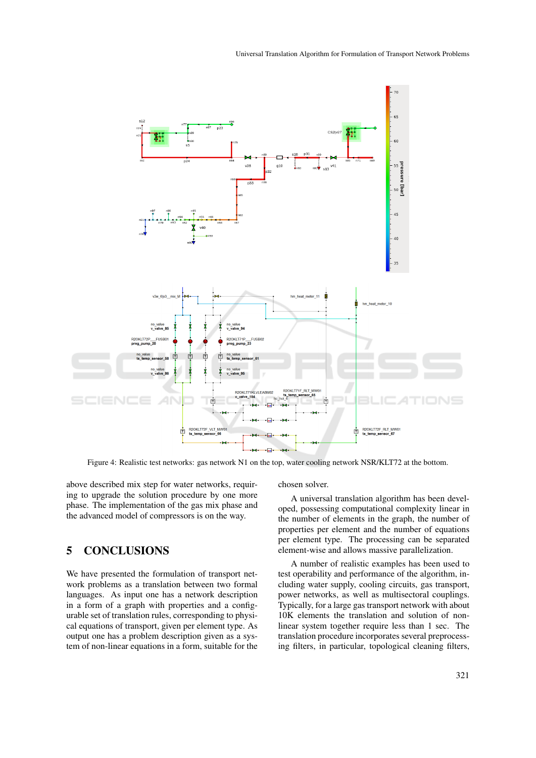Figure 4: Realistic test networks: gas network N1 on the top, water cooling network NSR/KLT72 at the bottom.

above described mix step for water networks, requiring to upgrade the solution procedure by one more phase. The implementation of the gas mix phase and the advanced model of compressors is on the way.

## 5 CONCLUSIONS

We have presented the formulation of transport network problems as a translation between two formal languages. As input one has a network description in a form of a graph with properties and a configurable set of translation rules, corresponding to physical equations of transport, given per element type. As output one has a problem description given as a system of non-linear equations in a form, suitable for the chosen solver.

A universal translation algorithm has been developed, possessing computational complexity linear in the number of elements in the graph, the number of properties per element and the number of equations per element type. The processing can be separated element-wise and allows massive parallelization.

A number of realistic examples has been used to test operability and performance of the algorithm, including water supply, cooling circuits, gas transport, power networks, as well as multisectoral couplings. Typically, for a large gas transport network with about 10K elements the translation and solution of non-linear system together require less than 1 sec. The translation procedure incorporates several preprocessing filters, in particular, topological cleaning filters,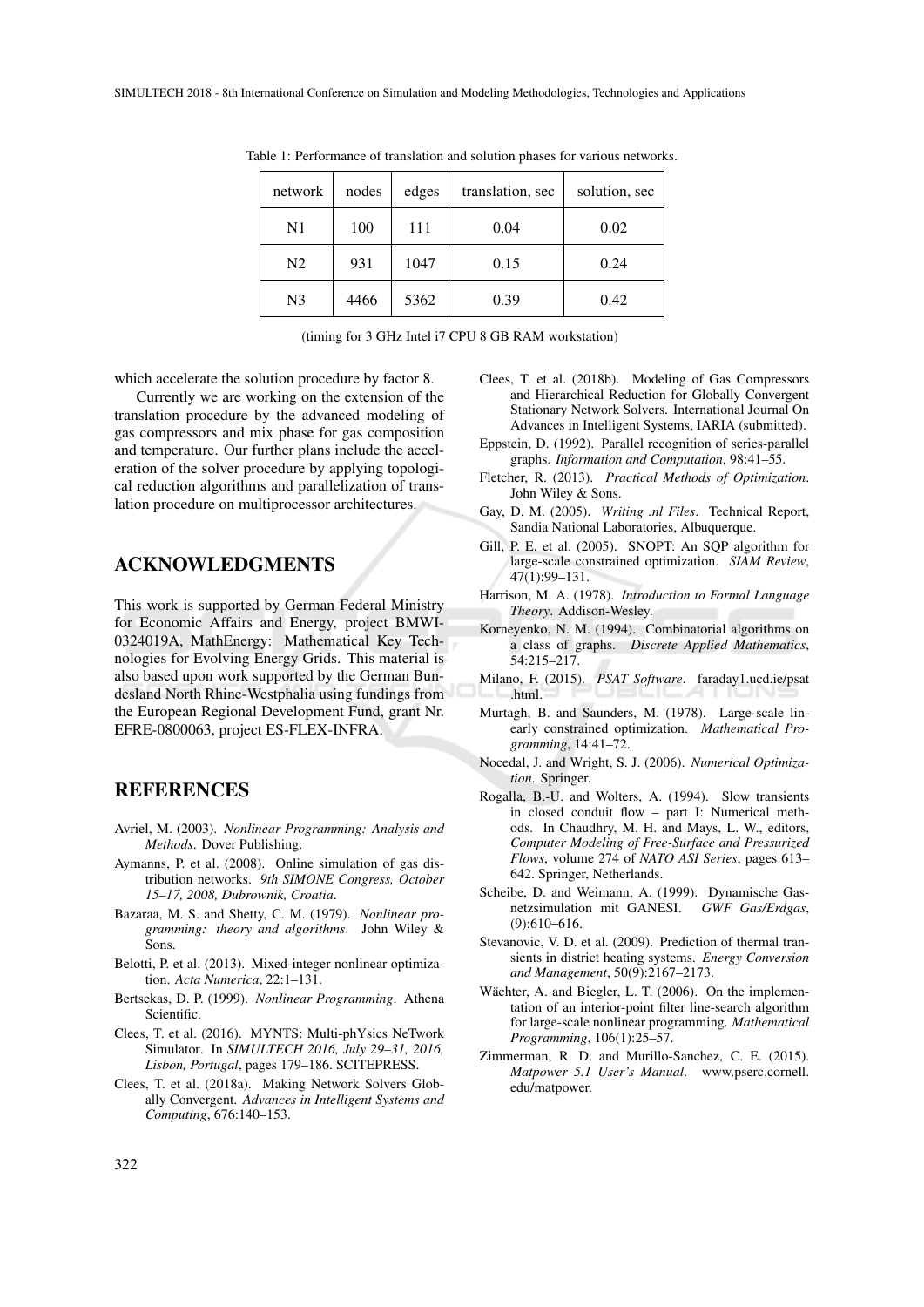Table 1: Performance of translation and solution phases for various networks.

| network | nodes | edges | translation, sec | solution, sec |
|---|---|---|---|---|
| N1 | 100 | 111 | 0.04 | 0.02 |
| N2 | 931 | 1047 | 0.15 | 0.24 |
| N3 | 4466 | 5362 | 0.39 | 0.42 |

(timing for 3 GHz Intel i7 CPU 8 GB RAM workstation)

which accelerate the solution procedure by factor 8.

Currently we are working on the extension of the translation procedure by the advanced modeling of gas compressors and mix phase for gas composition and temperature. Our further plans include the acceleration of the solver procedure by applying topological reduction algorithms and parallelization of translation procedure on multiprocessor architectures.

## ACKNOWLEDGMENTS

This work is supported by German Federal Ministry for Economic Affairs and Energy, project BMWI-0324019A, MathEnergy: Mathematical Key Technologies for Evolving Energy Grids. This material is also based upon work supported by the German Bundesland North Rhine-Westphalia using fundings from the European Regional Development Fund, grant Nr. EFRE-0800063, project ES-FLEX-INFRA.

## REFERENCES

Avriel, M. (2003). *Nonlinear Programming: Analysis and Methods*. Dover Publishing.

Aymanns, P. et al. (2008). Online simulation of gas distribution networks. *9th SIMONE Congress, October 15–17, 2008, Dubrownik, Croatia*.

Bazaraa, M. S. and Shetty, C. M. (1979). *Nonlinear programming: theory and algorithms*. John Wiley & Sons.

Belotti, P. et al. (2013). Mixed-integer nonlinear optimization. *Acta Numerica*, 22:1–131.

Bertsekas, D. P. (1999). *Nonlinear Programming*. Athena Scientific.

Clees, T. et al. (2016). MYNTS: Multi-phYsics NeTwork Simulator. In *SIMULTECH 2016, July 29–31, 2016, Lisbon, Portugal*, pages 179–186. SCITEPRESS.

Clees, T. et al. (2018a). Making Network Solvers Globally Convergent. *Advances in Intelligent Systems and Computing*, 676:140–153.

Clees, T. et al. (2018b). Modeling of Gas Compressors and Hierarchical Reduction for Globally Convergent Stationary Network Solvers. International Journal On Advances in Intelligent Systems, IARIA (submitted).

Eppstein, D. (1992). Parallel recognition of series-parallel graphs. *Information and Computation*, 98:41–55.

Fletcher, R. (2013). *Practical Methods of Optimization*. John Wiley & Sons.

Gay, D. M. (2005). *Writing .nl Files*. Technical Report, Sandia National Laboratories, Albuquerque.

Gill, P. E. et al. (2005). SNOPT: An SQP algorithm for large-scale constrained optimization. *SIAM Review*, 47(1):99–131.

Harrison, M. A. (1978). *Introduction to Formal Language Theory*. Addison-Wesley.

Korneyenko, N. M. (1994). Combinatorial algorithms on a class of graphs. *Discrete Applied Mathematics*, 54:215–217.

Milano, F. (2015). *PSAT Software*. faraday1.ucd.ie/psat.html.

Murtagh, B. and Saunders, M. (1978). Large-scale linearly constrained optimization. *Mathematical Programming*, 14:41–72.

Nocedal, J. and Wright, S. J. (2006). *Numerical Optimization*. Springer.

Rogalla, B.-U. and Wolters, A. (1994). Slow transients in closed conduit flow – part I: Numerical methods. In Chaudhry, M. H. and Mays, L. W., editors, *Computer Modeling of Free-Surface and Pressurized Flows*, volume 274 of *NATO ASI Series*, pages 613–642. Springer, Netherlands.

Scheibe, D. and Weimann, A. (1999). Dynamische Gasnetzsimulation mit GANESI. *GWF Gas/Erdgas*, (9):610–616.

Stevanovic, V. D. et al. (2009). Prediction of thermal transients in district heating systems. *Energy Conversion and Management*, 50(9):2167–2173.

Wächter, A. and Biegler, L. T. (2006). On the implementation of an interior-point filter line-search algorithm for large-scale nonlinear programming. *Mathematical Programming*, 106(1):25–57.

Zimmerman, R. D. and Murillo-Sanchez, C. E. (2015). *Matpower 5.1 User's Manual*. www.pserc.cornell.edu/matpower.